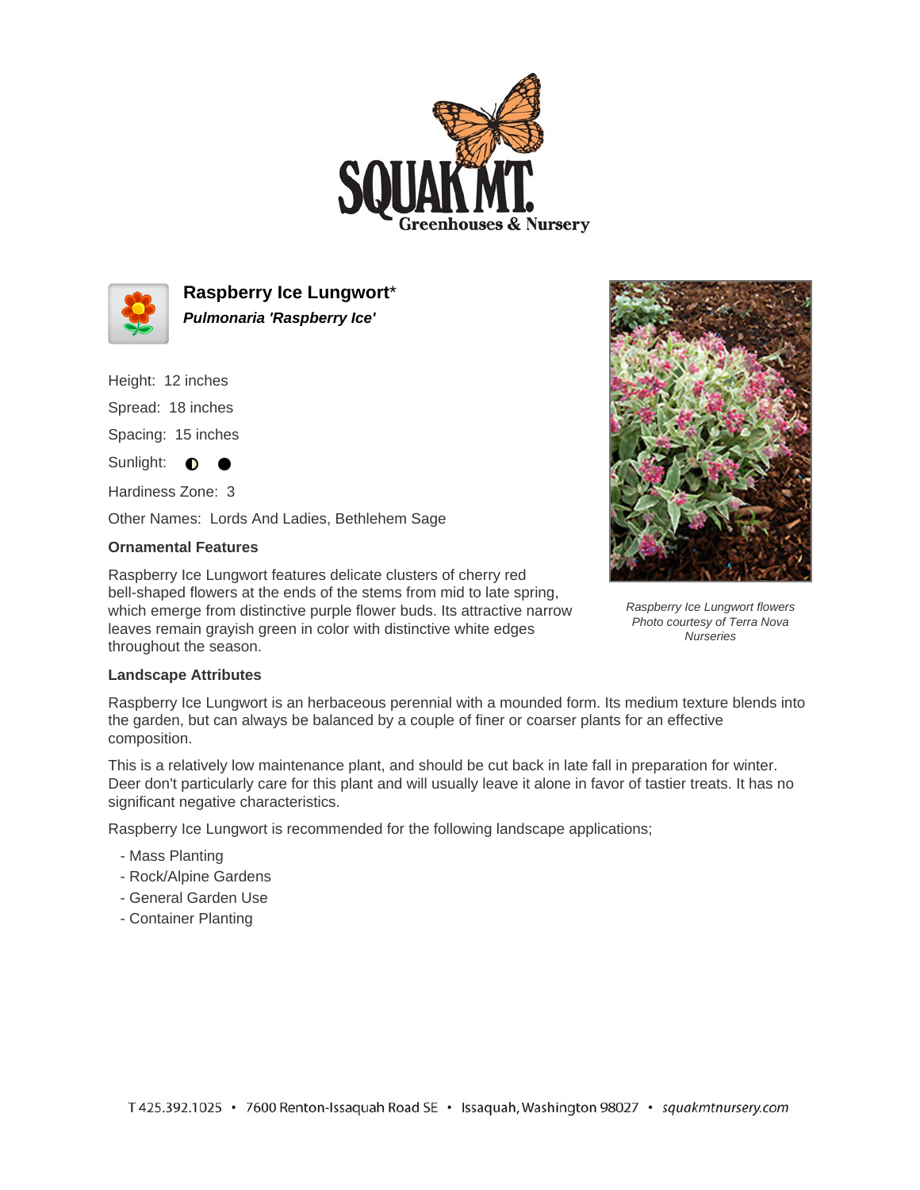# Raspberry Ice Lungwort*

***Pulmonaria 'Raspberry Ice'***

Height: 12 inches

Spread: 18 inches

Spacing: 15 inches

Sunlight: ◐ ●

Hardiness Zone: 3

Other Names: Lords And Ladies, Bethlehem Sage

**Ornamental Features**

Raspberry Ice Lungwort features delicate clusters of cherry red bell-shaped flowers at the ends of the stems from mid to late spring, which emerge from distinctive purple flower buds. Its attractive narrow leaves remain grayish green in color with distinctive white edges throughout the season.

*Raspberry Ice Lungwort flowers*
*Photo courtesy of Terra Nova Nurseries*

**Landscape Attributes**

Raspberry Ice Lungwort is an herbaceous perennial with a mounded form. Its medium texture blends into the garden, but can always be balanced by a couple of finer or coarser plants for an effective composition.

This is a relatively low maintenance plant, and should be cut back in late fall in preparation for winter. Deer don't particularly care for this plant and will usually leave it alone in favor of tastier treats. It has no significant negative characteristics.

Raspberry Ice Lungwort is recommended for the following landscape applications;

- Mass Planting
- Rock/Alpine Gardens
- General Garden Use
- Container Planting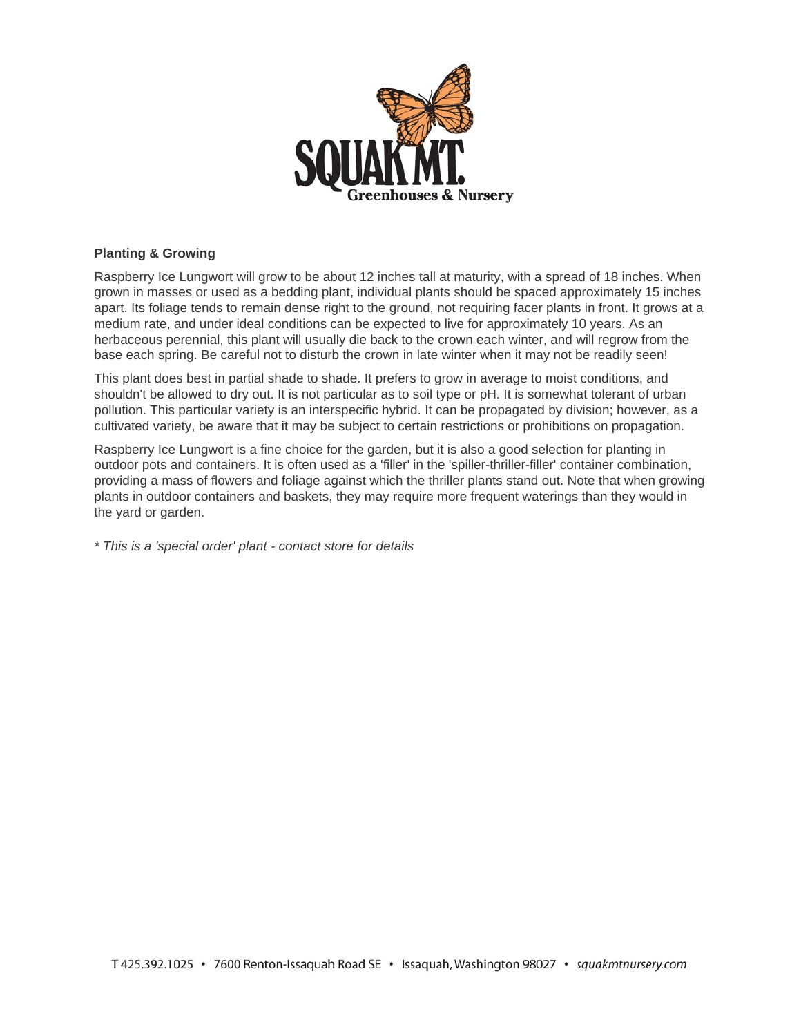**Planting & Growing**

Raspberry Ice Lungwort will grow to be about 12 inches tall at maturity, with a spread of 18 inches. When grown in masses or used as a bedding plant, individual plants should be spaced approximately 15 inches apart. Its foliage tends to remain dense right to the ground, not requiring facer plants in front. It grows at a medium rate, and under ideal conditions can be expected to live for approximately 10 years. As an herbaceous perennial, this plant will usually die back to the crown each winter, and will regrow from the base each spring. Be careful not to disturb the crown in late winter when it may not be readily seen!

This plant does best in partial shade to shade. It prefers to grow in average to moist conditions, and shouldn't be allowed to dry out. It is not particular as to soil type or pH. It is somewhat tolerant of urban pollution. This particular variety is an interspecific hybrid. It can be propagated by division; however, as a cultivated variety, be aware that it may be subject to certain restrictions or prohibitions on propagation.

Raspberry Ice Lungwort is a fine choice for the garden, but it is also a good selection for planting in outdoor pots and containers. It is often used as a 'filler' in the 'spiller-thriller-filler' container combination, providing a mass of flowers and foliage against which the thriller plants stand out. Note that when growing plants in outdoor containers and baskets, they may require more frequent waterings than they would in the yard or garden.

*\* This is a 'special order' plant - contact store for details*